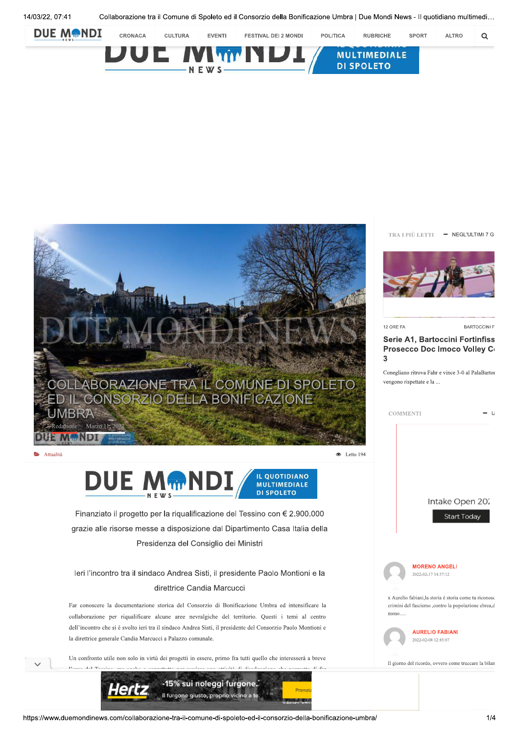# COLLABORAZIONE TRA IL COMUNE DI SPOLETO ED IL CONSORZIO DELLA BONIFICAZIONE UMBRA

Redazione · Marzo 11, 2022

Attualità · Letto 194

Finanziato il progetto per la riqualificazione del Tessino con € 2.900.000 grazie alle risorse messe a disposizione dal Dipartimento Casa Italia della Presidenza del Consiglio dei Ministri

Ieri l'incontro tra il sindaco Andrea Sisti, il presidente Paolo Montioni e la direttrice Candia Marcucci

Far conoscere la documentazione storica del Consorzio di Bonificazione Umbra ed intensificare la collaborazione per riqualificare alcune aree nevralgiche del territorio. Questi i temi al centro dell'incontro che si è svolto ieri tra il sindaco Andrea Sisti, il presidente del Consorzio Paolo Montioni e la direttrice generale Candia Marcucci a Palazzo comunale.

Un confronto utile non solo in virtù dei progetti in essere, primo fra tutti quello che interesserà a breve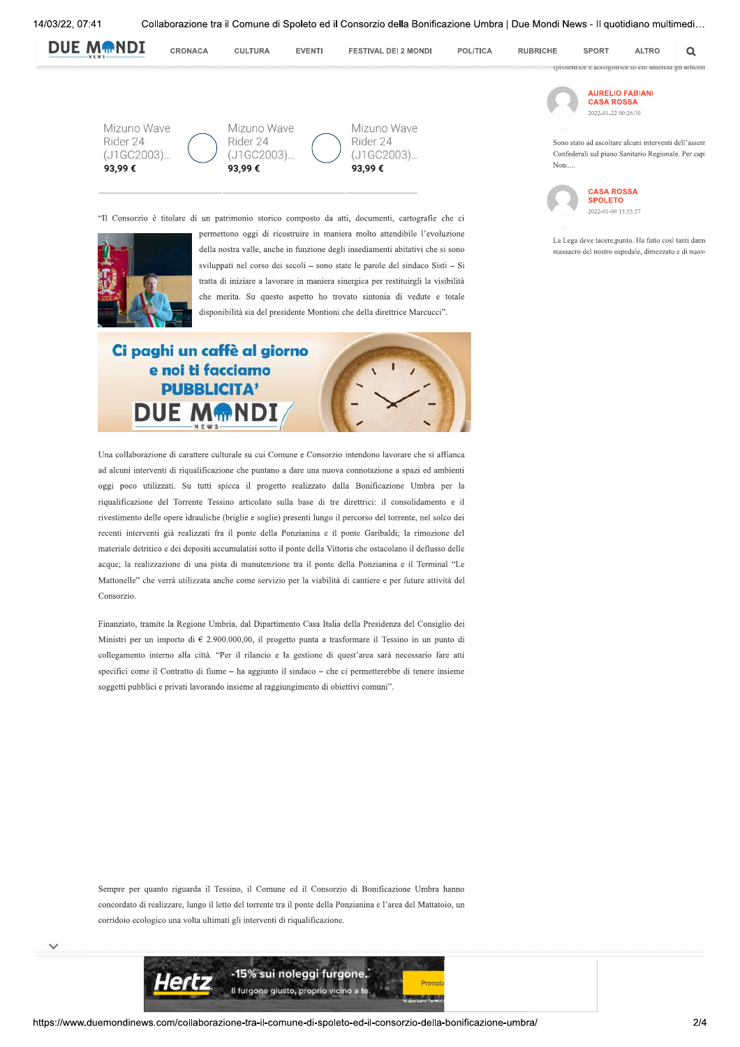"Il Consorzio è titolare di un patrimonio storico composto da atti, documenti, cartografie che ci permettono oggi di ricostruire in maniera molto attendibile l'evoluzione della nostra valle, anche in funzione degli insediamenti abitativi che si sono sviluppati nel corso dei secoli – sono state le parole del sindaco Sisti – Si tratta di iniziare a lavorare in maniera sinergica per restituirgli la visibilità che merita. Su questo aspetto ho trovato sintonia di vedute e totale disponibilità sia del presidente Montioni che della direttrice Marcucci".

Una collaborazione di carattere culturale su cui Comune e Consorzio intendono lavorare che si affianca ad alcuni interventi di riqualificazione che puntano a dare una nuova connotazione a spazi ed ambienti oggi poco utilizzati. Su tutti spicca il progetto realizzato dalla Bonificazione Umbra per la riqualificazione del Torrente Tessino articolato sulla base di tre direttrici: il consolidamento e il rivestimento delle opere idrauliche (briglie e soglie) presenti lungo il percorso del torrente, nel solco dei recenti interventi già realizzati fra il ponte della Ponzianina e il ponte Garibaldi; la rimozione del materiale detritico e dei depositi accumulatisi sotto il ponte della Vittoria che ostacolano il deflusso delle acque; la realizzazione di una pista di manutenzione tra il ponte della Ponzianina e il Terminal "Le Mattonelle" che verrà utilizzata anche come servizio per la viabilità di cantiere e per future attività del Consorzio.

Finanziato, tramite la Regione Umbria, dal Dipartimento Casa Italia della Presidenza del Consiglio dei Ministri per un importo di € 2.900.000,00, il progetto punta a trasformare il Tessino in un punto di collegamento interno alla città. "Per il rilancio e la gestione di quest'area sarà necessario fare atti specifici come il Contratto di fiume – ha aggiunto il sindaco – che ci permetterebbe di tenere insieme soggetti pubblici e privati lavorando insieme al raggiungimento di obiettivi comuni".

Sempre per quanto riguarda il Tessino, il Comune ed il Consorzio di Bonificazione Umbra hanno concordato di realizzare, lungo il letto del torrente tra il ponte della Ponzianina e l'area del Mattatoio, un corridoio ecologico una volta ultimati gli interventi di riqualificazione.